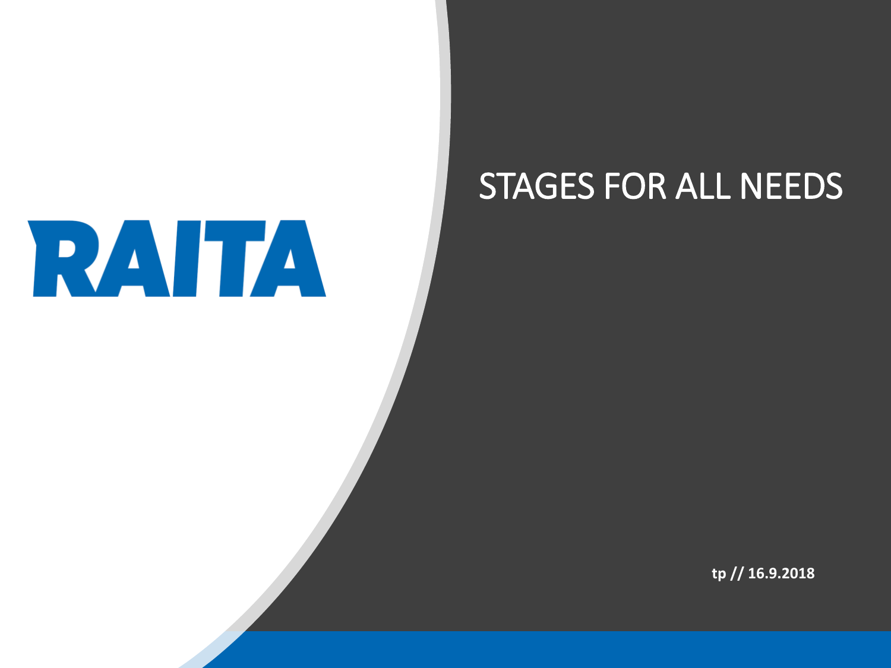RAITA

# STAGES FOR ALL NEEDS

**tp // 16.9.2018**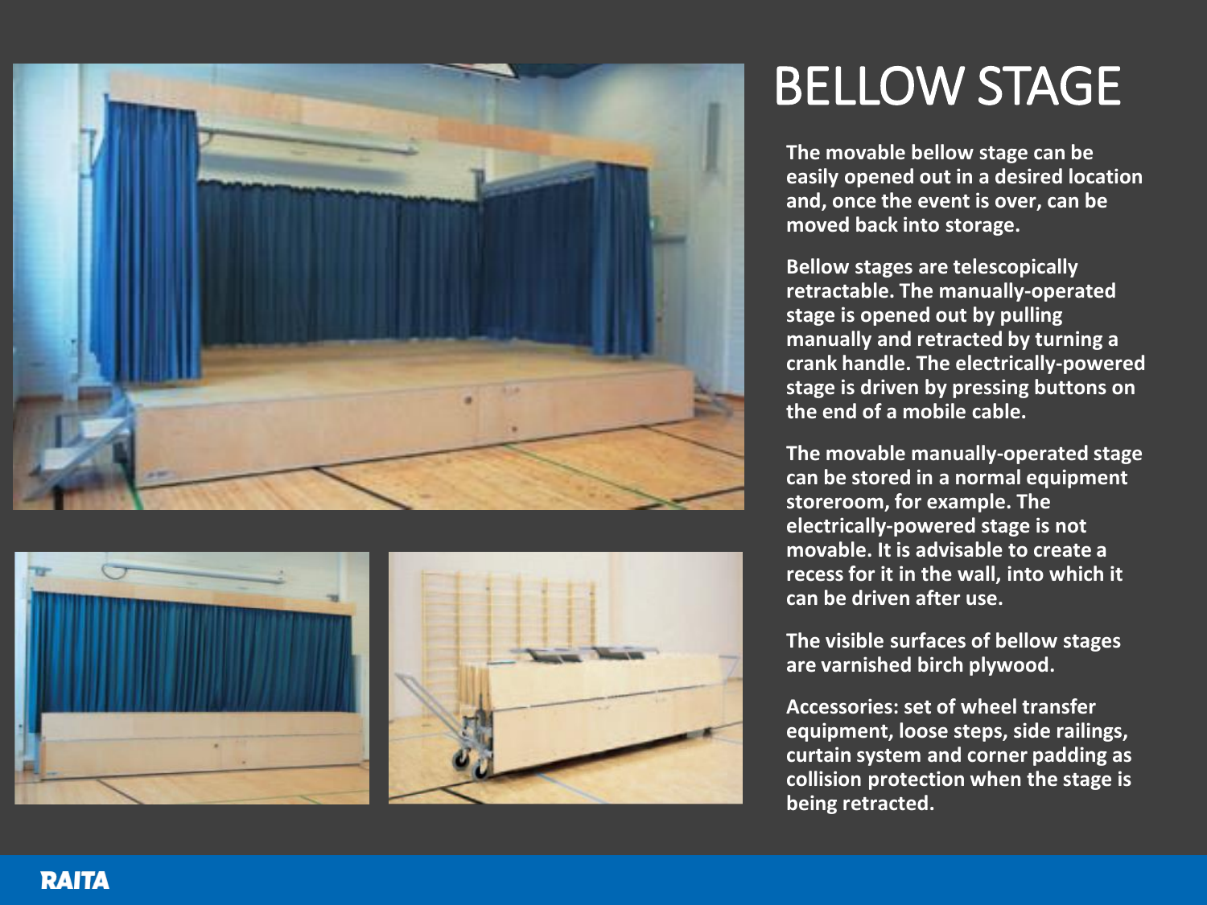# BELLOW STAGE

**The movable bellow stage can be easily opened out in a desired location and, once the event is over, can be moved back into storage.**

**Bellow stages are telescopically retractable. The manually-operated stage is opened out by pulling manually and retracted by turning a crank handle. The electrically-powered stage is driven by pressing buttons on the end of a mobile cable.**

**The movable manually-operated stage can be stored in a normal equipment storeroom, for example. The electrically-powered stage is not movable. It is advisable to create a recess for it in the wall, into which it can be driven after use.**

**The visible surfaces of bellow stages are varnished birch plywood.**

**Accessories: set of wheel transfer equipment, loose steps, side railings, curtain system and corner padding as collision protection when the stage is being retracted.**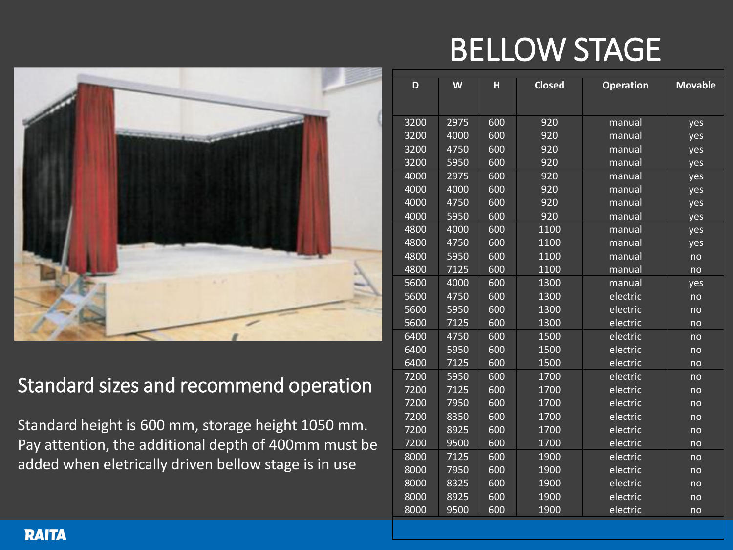# BELLOW STAGE

## Standard sizes and recommend operation

Standard height is 600 mm, storage height 1050 mm. Pay attention, the additional depth of 400mm must be added when eletrically driven bellow stage is in use

| D | W | H | Closed | Operation | Movable |
|---|---|---|---|---|---|
| 3200 | 2975 | 600 | 920 | manual | yes |
| 3200 | 4000 | 600 | 920 | manual | yes |
| 3200 | 4750 | 600 | 920 | manual | yes |
| 3200 | 5950 | 600 | 920 | manual | yes |
| 4000 | 2975 | 600 | 920 | manual | yes |
| 4000 | 4000 | 600 | 920 | manual | yes |
| 4000 | 4750 | 600 | 920 | manual | yes |
| 4000 | 5950 | 600 | 920 | manual | yes |
| 4800 | 4000 | 600 | 1100 | manual | yes |
| 4800 | 4750 | 600 | 1100 | manual | yes |
| 4800 | 5950 | 600 | 1100 | manual | no |
| 4800 | 7125 | 600 | 1100 | manual | no |
| 5600 | 4000 | 600 | 1300 | manual | yes |
| 5600 | 4750 | 600 | 1300 | electric | no |
| 5600 | 5950 | 600 | 1300 | electric | no |
| 5600 | 7125 | 600 | 1300 | electric | no |
| 6400 | 4750 | 600 | 1500 | electric | no |
| 6400 | 5950 | 600 | 1500 | electric | no |
| 6400 | 7125 | 600 | 1500 | electric | no |
| 7200 | 5950 | 600 | 1700 | electric | no |
| 7200 | 7125 | 600 | 1700 | electric | no |
| 7200 | 7950 | 600 | 1700 | electric | no |
| 7200 | 8350 | 600 | 1700 | electric | no |
| 7200 | 8925 | 600 | 1700 | electric | no |
| 7200 | 9500 | 600 | 1700 | electric | no |
| 8000 | 7125 | 600 | 1900 | electric | no |
| 8000 | 7950 | 600 | 1900 | electric | no |
| 8000 | 8325 | 600 | 1900 | electric | no |
| 8000 | 8925 | 600 | 1900 | electric | no |
| 8000 | 9500 | 600 | 1900 | electric | no |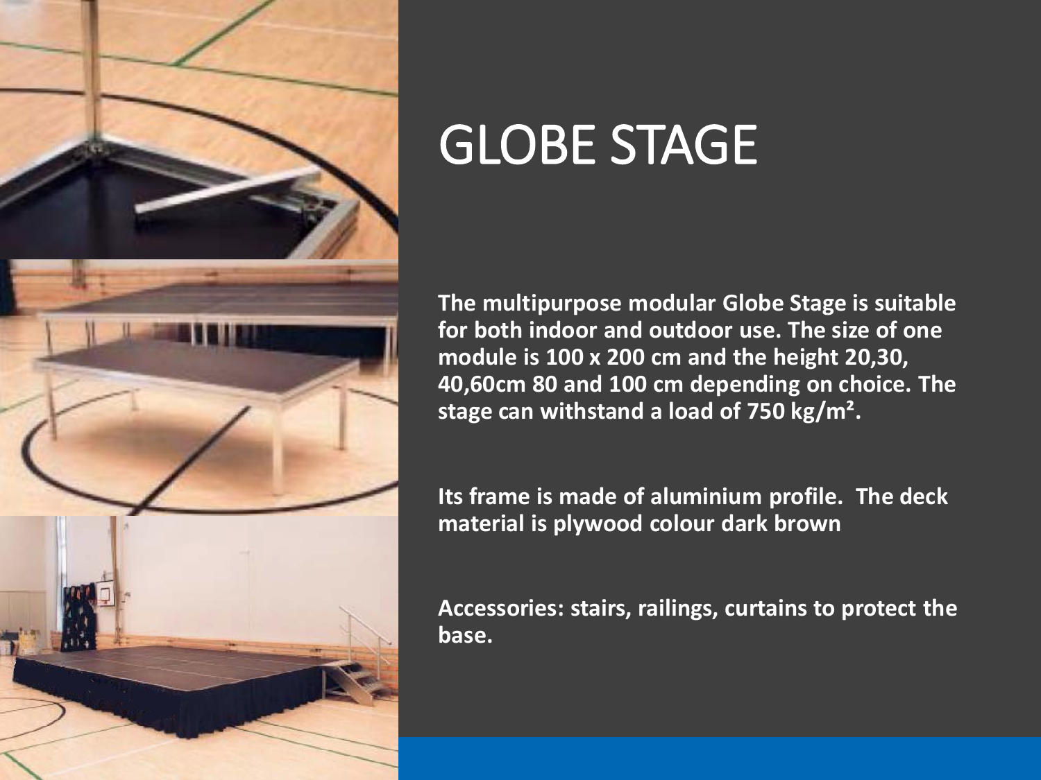# GLOBE STAGE

**The multipurpose modular Globe Stage is suitable for both indoor and outdoor use. The size of one module is 100 x 200 cm and the height 20,30, 40,60cm 80 and 100 cm depending on choice. The stage can withstand a load of 750 kg/m².**

**Its frame is made of aluminium profile. The deck material is plywood colour dark brown**

**Accessories: stairs, railings, curtains to protect the base.**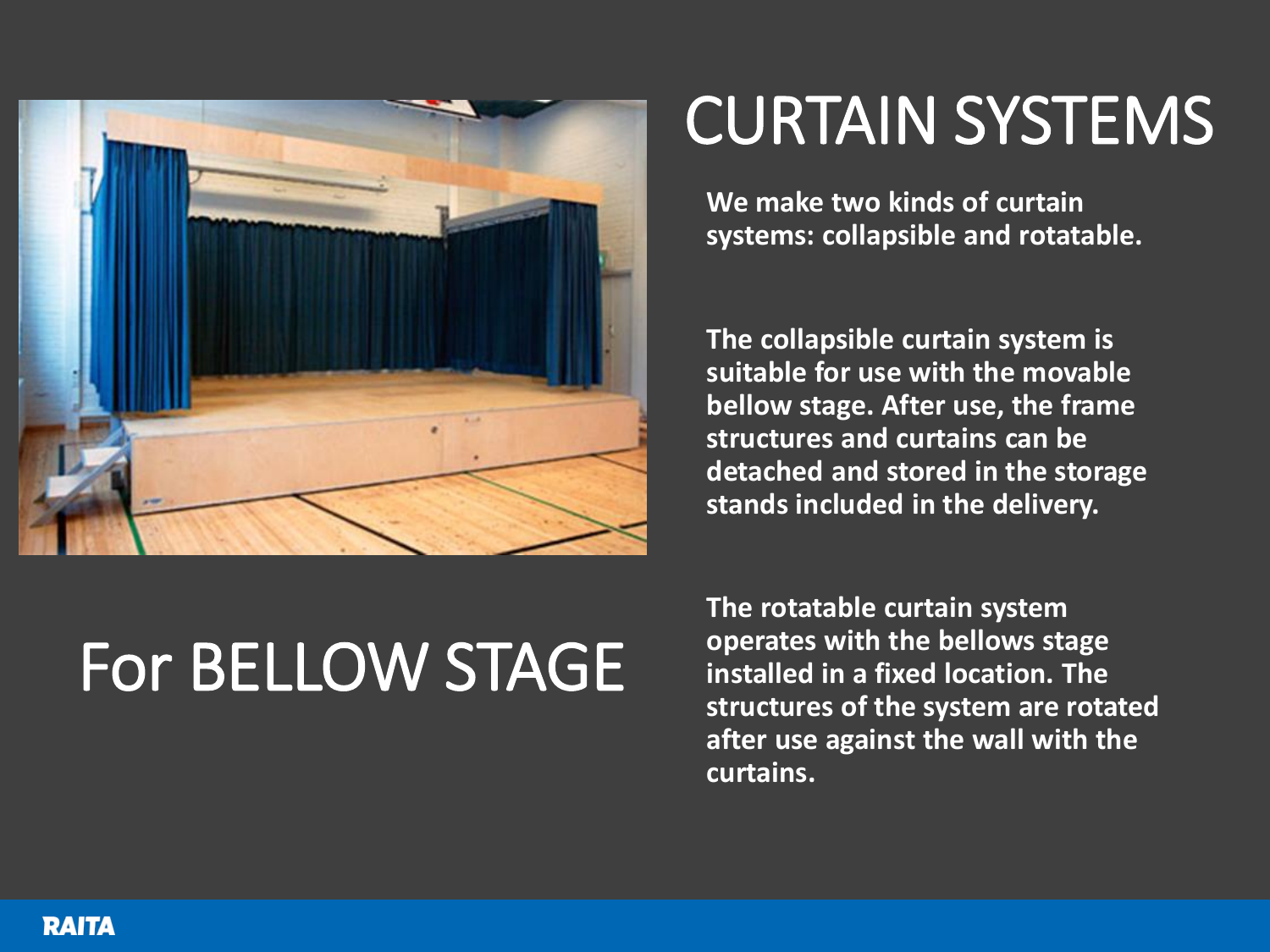# CURTAIN SYSTEMS

## For BELLOW STAGE

**We make two kinds of curtain systems: collapsible and rotatable.**

**The collapsible curtain system is suitable for use with the movable bellow stage. After use, the frame structures and curtains can be detached and stored in the storage stands included in the delivery.**

**The rotatable curtain system operates with the bellows stage installed in a fixed location. The structures of the system are rotated after use against the wall with the curtains.**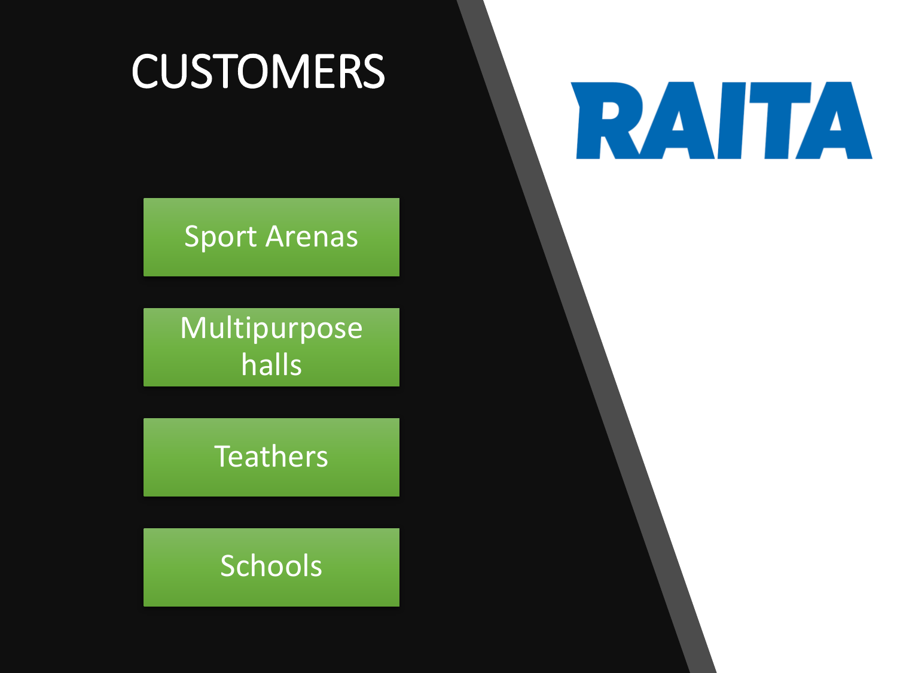# CUSTOMERS

RAITA

- Sport Arenas
- Multipurpose halls
- Teathers
- Schools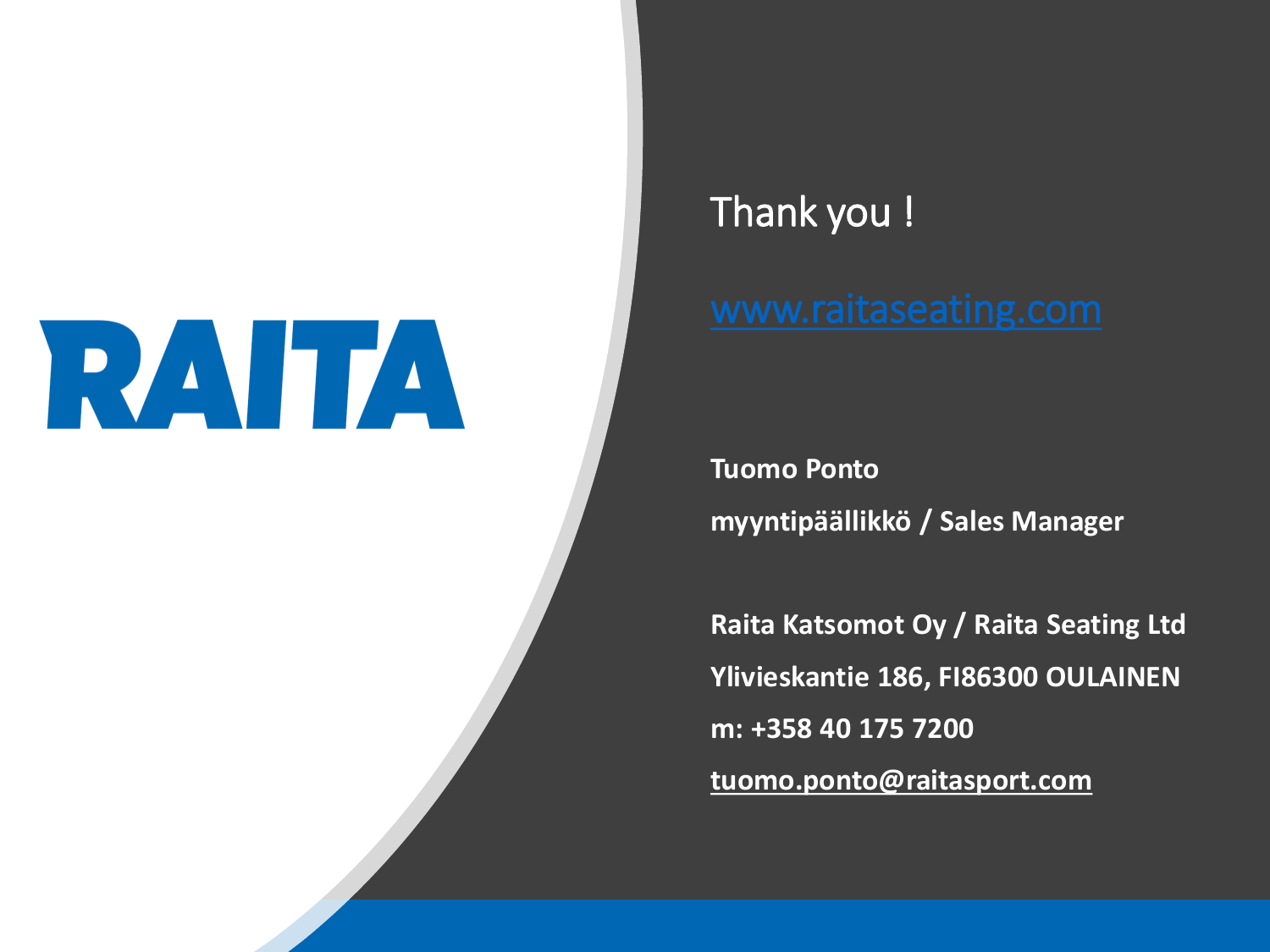RAITA

# Thank you !

www.raitaseating.com

**Tuomo Ponto**

**myyntipäällikkö / Sales Manager**

**Raita Katsomot Oy / Raita Seating Ltd**

**Ylivieskantie 186, FI86300 OULAINEN**

**m: +358 40 175 7200**

**tuomo.ponto@raitasport.com**